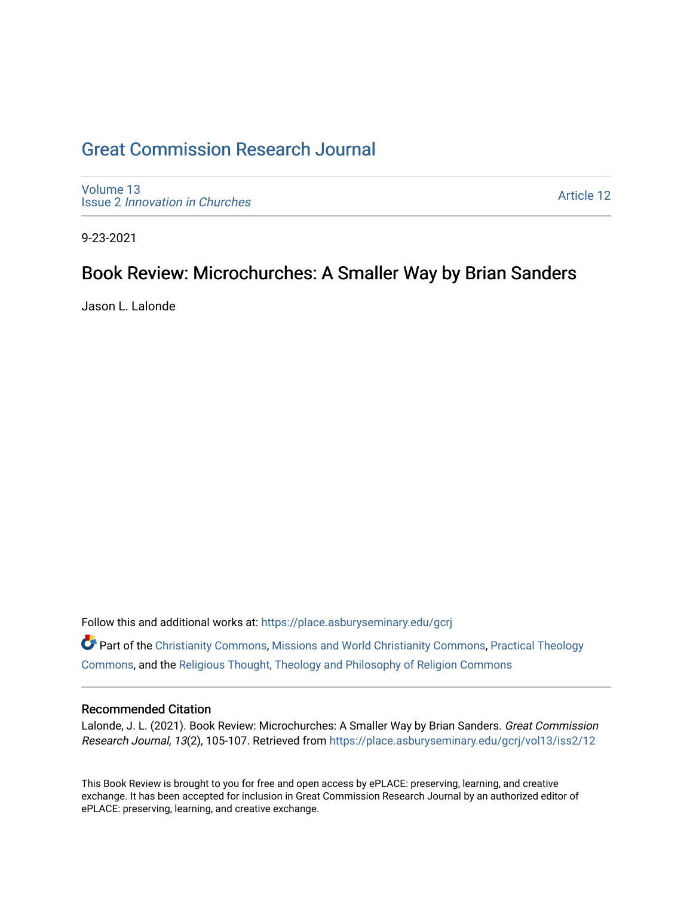# Great Commission Research Journal

Volume 13
Issue 2 *Innovation in Churches*

Article 12

9-23-2021

## Book Review: Microchurches: A Smaller Way by Brian Sanders

Jason L. Lalonde

Follow this and additional works at: https://place.asburyseminary.edu/gcrj

Part of the Christianity Commons, Missions and World Christianity Commons, Practical Theology Commons, and the Religious Thought, Theology and Philosophy of Religion Commons

### Recommended Citation

Lalonde, J. L. (2021). Book Review: Microchurches: A Smaller Way by Brian Sanders. *Great Commission Research Journal, 13*(2), 105-107. Retrieved from https://place.asburyseminary.edu/gcrj/vol13/iss2/12

This Book Review is brought to you for free and open access by ePLACE: preserving, learning, and creative exchange. It has been accepted for inclusion in Great Commission Research Journal by an authorized editor of ePLACE: preserving, learning, and creative exchange.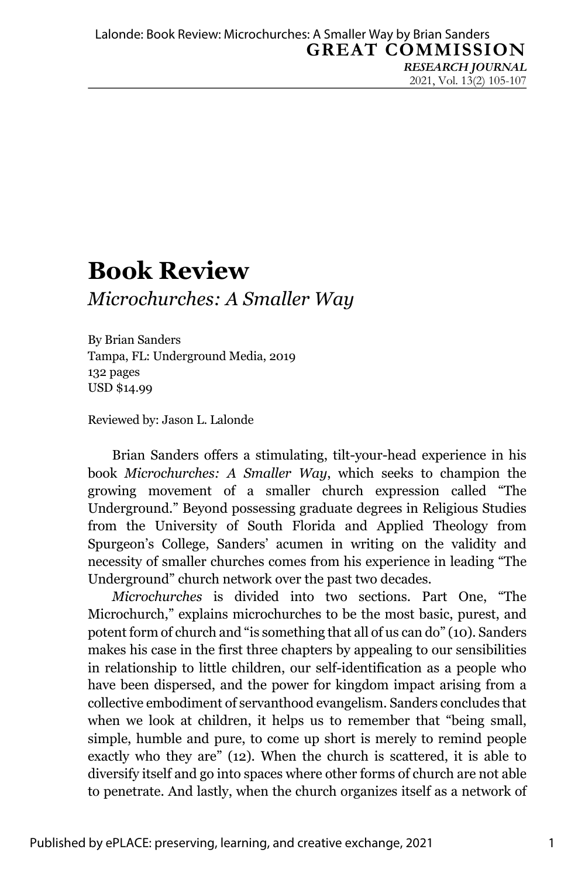# Book Review

*Microchurches: A Smaller Way*

By Brian Sanders
Tampa, FL: Underground Media, 2019
132 pages
USD $14.99

Reviewed by: Jason L. Lalonde

Brian Sanders offers a stimulating, tilt-your-head experience in his book *Microchurches: A Smaller Way*, which seeks to champion the growing movement of a smaller church expression called "The Underground." Beyond possessing graduate degrees in Religious Studies from the University of South Florida and Applied Theology from Spurgeon's College, Sanders' acumen in writing on the validity and necessity of smaller churches comes from his experience in leading "The Underground" church network over the past two decades.

*Microchurches* is divided into two sections. Part One, "The Microchurch," explains microchurches to be the most basic, purest, and potent form of church and "is something that all of us can do" (10). Sanders makes his case in the first three chapters by appealing to our sensibilities in relationship to little children, our self-identification as a people who have been dispersed, and the power for kingdom impact arising from a collective embodiment of servanthood evangelism. Sanders concludes that when we look at children, it helps us to remember that "being small, simple, humble and pure, to come up short is merely to remind people exactly who they are" (12). When the church is scattered, it is able to diversify itself and go into spaces where other forms of church are not able to penetrate. And lastly, when the church organizes itself as a network of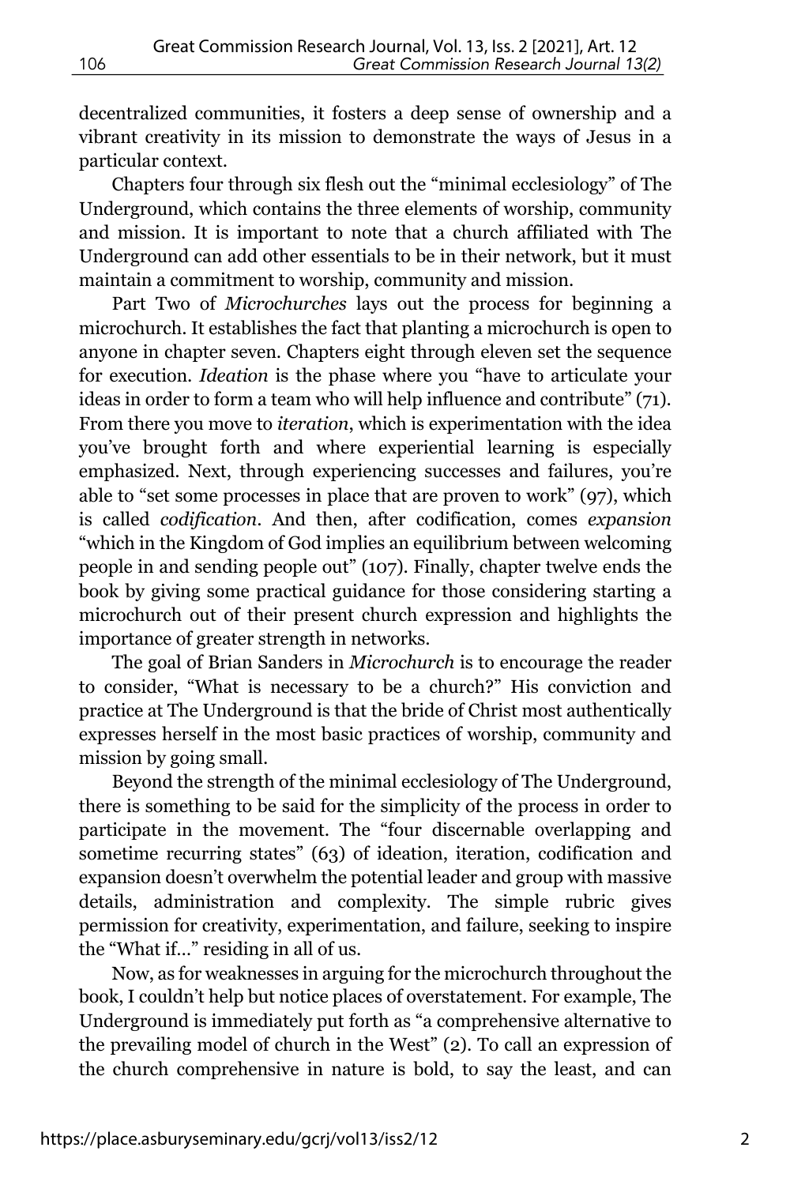decentralized communities, it fosters a deep sense of ownership and a vibrant creativity in its mission to demonstrate the ways of Jesus in a particular context.

Chapters four through six flesh out the "minimal ecclesiology" of The Underground, which contains the three elements of worship, community and mission. It is important to note that a church affiliated with The Underground can add other essentials to be in their network, but it must maintain a commitment to worship, community and mission.

Part Two of *Microchurches* lays out the process for beginning a microchurch. It establishes the fact that planting a microchurch is open to anyone in chapter seven. Chapters eight through eleven set the sequence for execution. *Ideation* is the phase where you "have to articulate your ideas in order to form a team who will help influence and contribute" (71). From there you move to *iteration*, which is experimentation with the idea you've brought forth and where experiential learning is especially emphasized. Next, through experiencing successes and failures, you're able to "set some processes in place that are proven to work" (97), which is called *codification*. And then, after codification, comes *expansion* "which in the Kingdom of God implies an equilibrium between welcoming people in and sending people out" (107). Finally, chapter twelve ends the book by giving some practical guidance for those considering starting a microchurch out of their present church expression and highlights the importance of greater strength in networks.

The goal of Brian Sanders in *Microchurch* is to encourage the reader to consider, "What is necessary to be a church?" His conviction and practice at The Underground is that the bride of Christ most authentically expresses herself in the most basic practices of worship, community and mission by going small.

Beyond the strength of the minimal ecclesiology of The Underground, there is something to be said for the simplicity of the process in order to participate in the movement. The "four discernable overlapping and sometime recurring states" (63) of ideation, iteration, codification and expansion doesn't overwhelm the potential leader and group with massive details, administration and complexity. The simple rubric gives permission for creativity, experimentation, and failure, seeking to inspire the "What if…" residing in all of us.

Now, as for weaknesses in arguing for the microchurch throughout the book, I couldn't help but notice places of overstatement. For example, The Underground is immediately put forth as "a comprehensive alternative to the prevailing model of church in the West" (2). To call an expression of the church comprehensive in nature is bold, to say the least, and can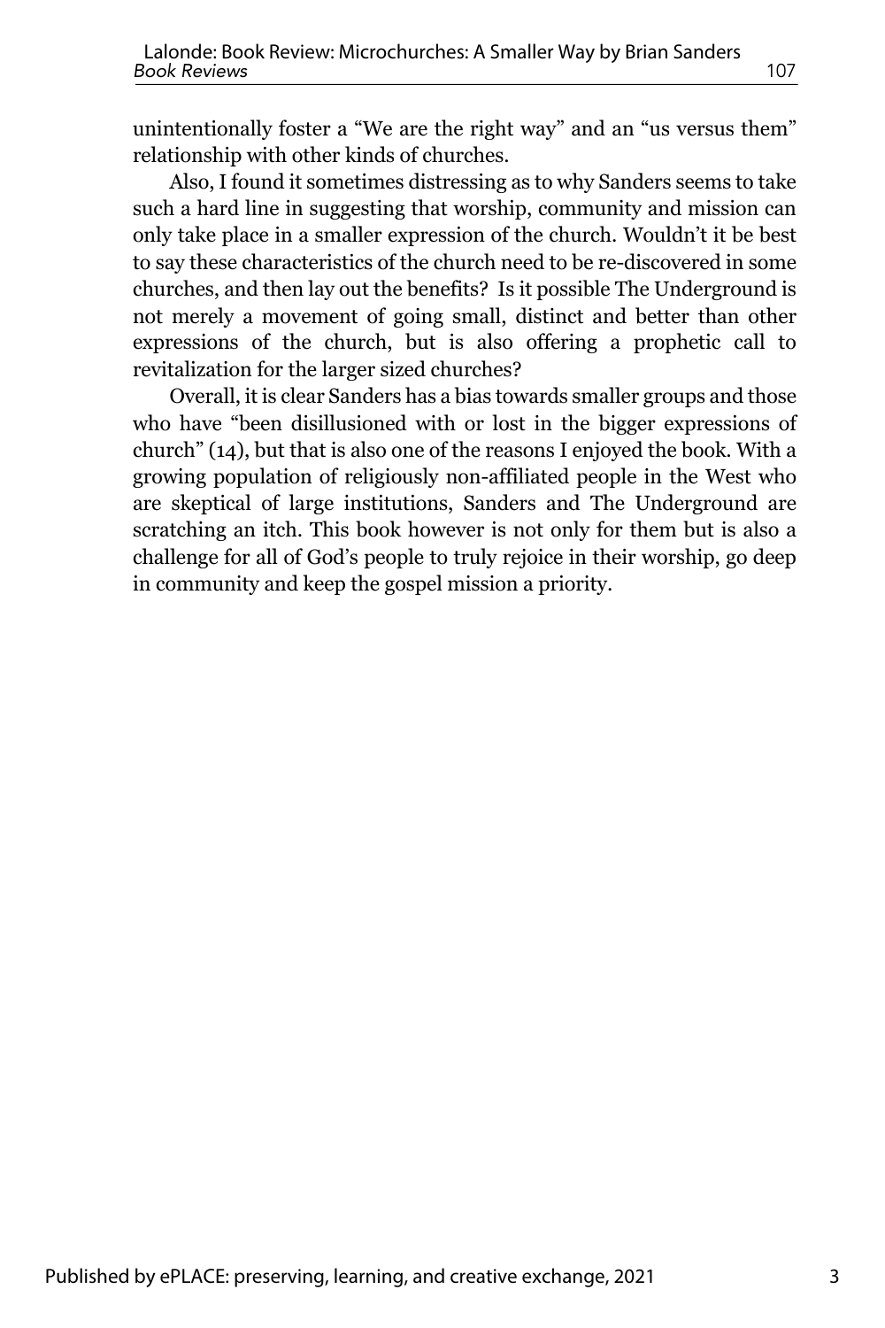unintentionally foster a “We are the right way” and an “us versus them” relationship with other kinds of churches.

Also, I found it sometimes distressing as to why Sanders seems to take such a hard line in suggesting that worship, community and mission can only take place in a smaller expression of the church. Wouldn’t it be best to say these characteristics of the church need to be re-discovered in some churches, and then lay out the benefits? Is it possible The Underground is not merely a movement of going small, distinct and better than other expressions of the church, but is also offering a prophetic call to revitalization for the larger sized churches?

Overall, it is clear Sanders has a bias towards smaller groups and those who have “been disillusioned with or lost in the bigger expressions of church” (14), but that is also one of the reasons I enjoyed the book. With a growing population of religiously non-affiliated people in the West who are skeptical of large institutions, Sanders and The Underground are scratching an itch. This book however is not only for them but is also a challenge for all of God’s people to truly rejoice in their worship, go deep in community and keep the gospel mission a priority.